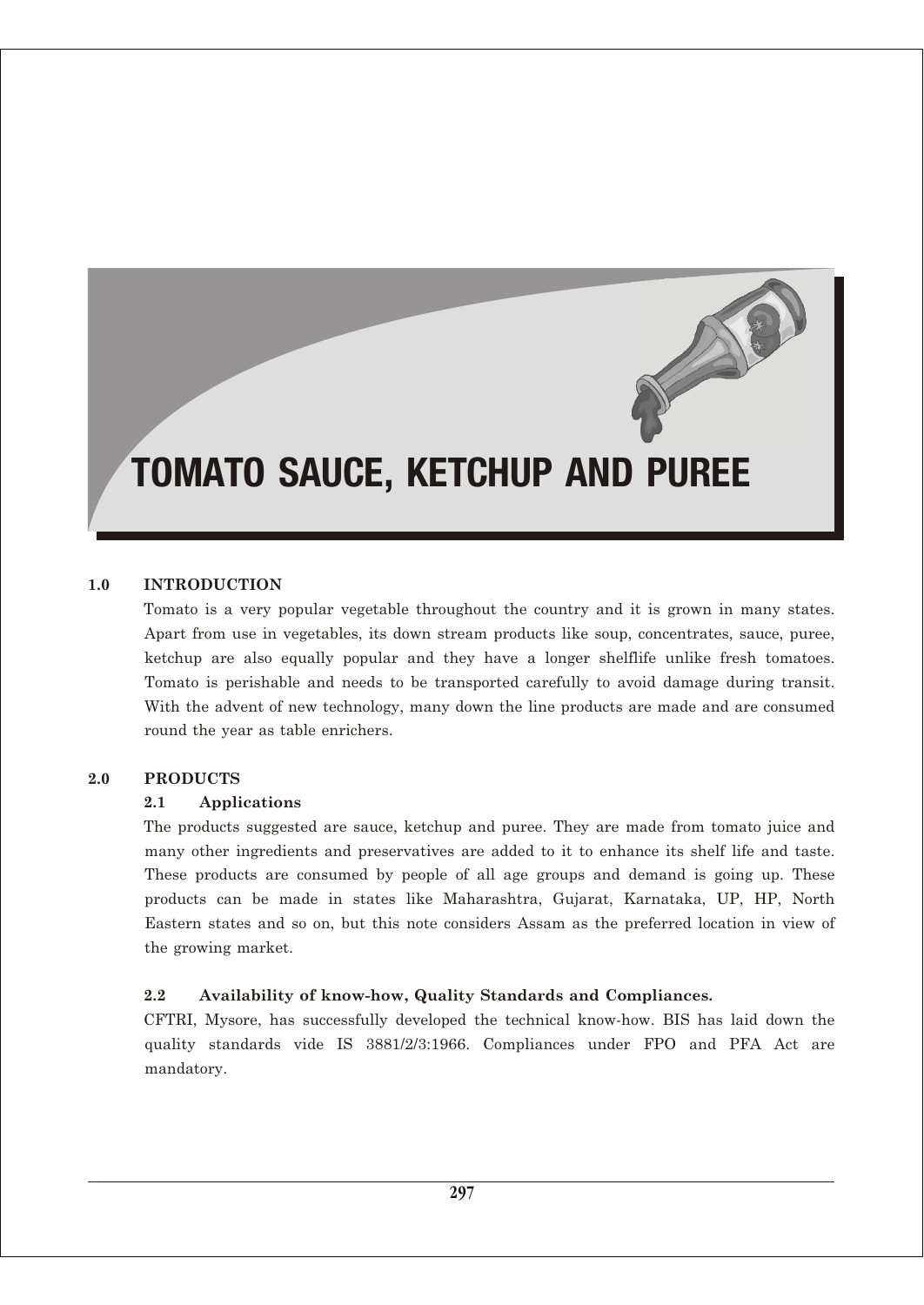# TOMATO SAUCE, KETCHUP AND PUREE

## 1.0 INTRODUCTION

Tomato is a very popular vegetable throughout the country and it is grown in many states. Apart from use in vegetables, its down stream products like soup, concentrates, sauce, puree, ketchup are also equally popular and they have a longer shelflife unlike fresh tomatoes. Tomato is perishable and needs to be transported carefully to avoid damage during transit. With the advent of new technology, many down the line products are made and are consumed round the year as table enrichers.

## 2.0 PRODUCTS

### 2.1 Applications

The products suggested are sauce, ketchup and puree. They are made from tomato juice and many other ingredients and preservatives are added to it to enhance its shelf life and taste. These products are consumed by people of all age groups and demand is going up. These products can be made in states like Maharashtra, Gujarat, Karnataka, UP, HP, North Eastern states and so on, but this note considers Assam as the preferred location in view of the growing market.

### 2.2 Availability of know-how, Quality Standards and Compliances.

CFTRI, Mysore, has successfully developed the technical know-how. BIS has laid down the quality standards vide IS 3881/2/3:1966. Compliances under FPO and PFA Act are mandatory.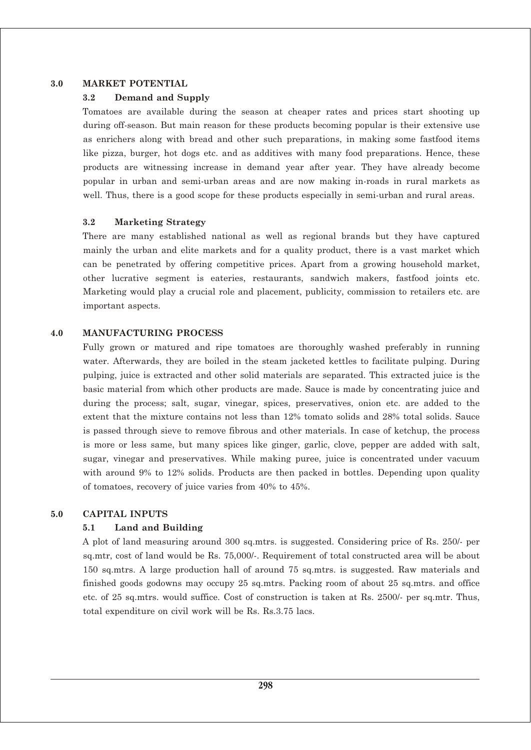## 3.0 MARKET POTENTIAL

### 3.2 Demand and Supply

Tomatoes are available during the season at cheaper rates and prices start shooting up during off-season. But main reason for these products becoming popular is their extensive use as enrichers along with bread and other such preparations, in making some fastfood items like pizza, burger, hot dogs etc. and as additives with many food preparations. Hence, these products are witnessing increase in demand year after year. They have already become popular in urban and semi-urban areas and are now making in-roads in rural markets as well. Thus, there is a good scope for these products especially in semi-urban and rural areas.

### 3.2 Marketing Strategy

There are many established national as well as regional brands but they have captured mainly the urban and elite markets and for a quality product, there is a vast market which can be penetrated by offering competitive prices. Apart from a growing household market, other lucrative segment is eateries, restaurants, sandwich makers, fastfood joints etc. Marketing would play a crucial role and placement, publicity, commission to retailers etc. are important aspects.

## 4.0 MANUFACTURING PROCESS

Fully grown or matured and ripe tomatoes are thoroughly washed preferably in running water. Afterwards, they are boiled in the steam jacketed kettles to facilitate pulping. During pulping, juice is extracted and other solid materials are separated. This extracted juice is the basic material from which other products are made. Sauce is made by concentrating juice and during the process; salt, sugar, vinegar, spices, preservatives, onion etc. are added to the extent that the mixture contains not less than 12% tomato solids and 28% total solids. Sauce is passed through sieve to remove fibrous and other materials. In case of ketchup, the process is more or less same, but many spices like ginger, garlic, clove, pepper are added with salt, sugar, vinegar and preservatives. While making puree, juice is concentrated under vacuum with around 9% to 12% solids. Products are then packed in bottles. Depending upon quality of tomatoes, recovery of juice varies from 40% to 45%.

## 5.0 CAPITAL INPUTS

### 5.1 Land and Building

A plot of land measuring around 300 sq.mtrs. is suggested. Considering price of Rs. 250/- per sq.mtr, cost of land would be Rs. 75,000/-. Requirement of total constructed area will be about 150 sq.mtrs. A large production hall of around 75 sq.mtrs. is suggested. Raw materials and finished goods godowns may occupy 25 sq.mtrs. Packing room of about 25 sq.mtrs. and office etc. of 25 sq.mtrs. would suffice. Cost of construction is taken at Rs. 2500/- per sq.mtr. Thus, total expenditure on civil work will be Rs. Rs.3.75 lacs.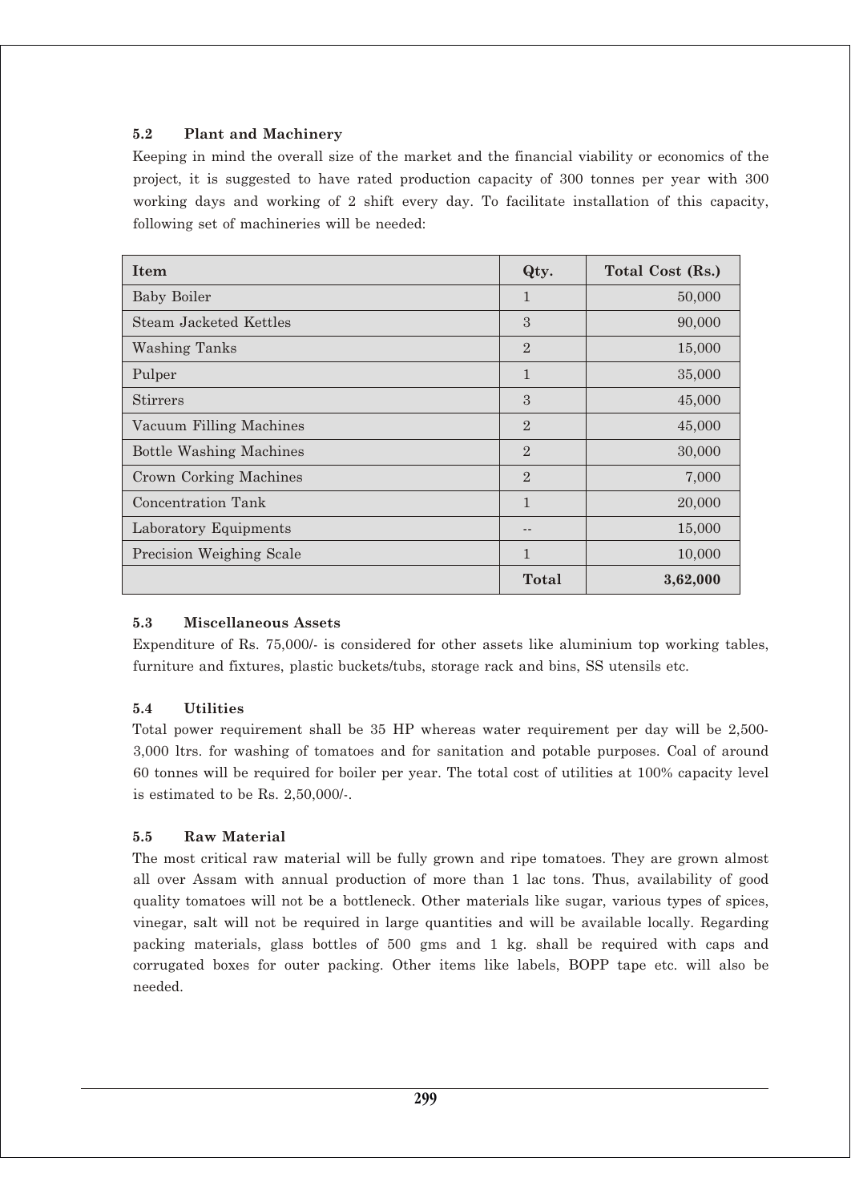### 5.2 Plant and Machinery

Keeping in mind the overall size of the market and the financial viability or economics of the project, it is suggested to have rated production capacity of 300 tonnes per year with 300 working days and working of 2 shift every day. To facilitate installation of this capacity, following set of machineries will be needed:

| Item | Qty. | Total Cost (Rs.) |
|---|---|---|
| Baby Boiler | 1 | 50,000 |
| Steam Jacketed Kettles | 3 | 90,000 |
| Washing Tanks | 2 | 15,000 |
| Pulper | 1 | 35,000 |
| Stirrers | 3 | 45,000 |
| Vacuum Filling Machines | 2 | 45,000 |
| Bottle Washing Machines | 2 | 30,000 |
| Crown Corking Machines | 2 | 7,000 |
| Concentration Tank | 1 | 20,000 |
| Laboratory Equipments | -- | 15,000 |
| Precision Weighing Scale | 1 | 10,000 |
| | **Total** | **3,62,000** |

### 5.3 Miscellaneous Assets

Expenditure of Rs. 75,000/- is considered for other assets like aluminium top working tables, furniture and fixtures, plastic buckets/tubs, storage rack and bins, SS utensils etc.

### 5.4 Utilities

Total power requirement shall be 35 HP whereas water requirement per day will be 2,500-3,000 ltrs. for washing of tomatoes and for sanitation and potable purposes. Coal of around 60 tonnes will be required for boiler per year. The total cost of utilities at 100% capacity level is estimated to be Rs. 2,50,000/-.

### 5.5 Raw Material

The most critical raw material will be fully grown and ripe tomatoes. They are grown almost all over Assam with annual production of more than 1 lac tons. Thus, availability of good quality tomatoes will not be a bottleneck. Other materials like sugar, various types of spices, vinegar, salt will not be required in large quantities and will be available locally. Regarding packing materials, glass bottles of 500 gms and 1 kg. shall be required with caps and corrugated boxes for outer packing. Other items like labels, BOPP tape etc. will also be needed.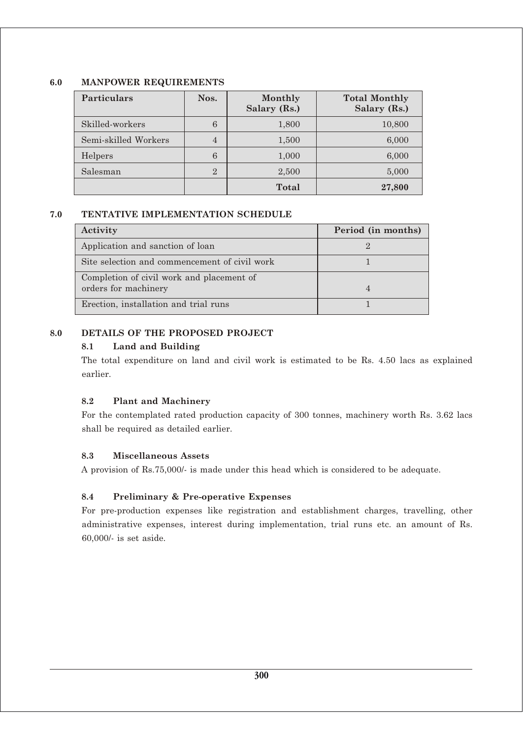## 6.0 MANPOWER REQUIREMENTS

| Particulars | Nos. | Monthly Salary (Rs.) | Total Monthly Salary (Rs.) |
|---|---|---|---|
| Skilled-workers | 6 | 1,800 | 10,800 |
| Semi-skilled Workers | 4 | 1,500 | 6,000 |
| Helpers | 6 | 1,000 | 6,000 |
| Salesman | 2 | 2,500 | 5,000 |
| | | **Total** | **27,800** |

## 7.0 TENTATIVE IMPLEMENTATION SCHEDULE

| Activity | Period (in months) |
|---|---|
| Application and sanction of loan | 2 |
| Site selection and commencement of civil work | 1 |
| Completion of civil work and placement of orders for machinery | 4 |
| Erection, installation and trial runs | 1 |

## 8.0 DETAILS OF THE PROPOSED PROJECT

### 8.1 Land and Building

The total expenditure on land and civil work is estimated to be Rs. 4.50 lacs as explained earlier.

### 8.2 Plant and Machinery

For the contemplated rated production capacity of 300 tonnes, machinery worth Rs. 3.62 lacs shall be required as detailed earlier.

### 8.3 Miscellaneous Assets

A provision of Rs.75,000/- is made under this head which is considered to be adequate.

### 8.4 Preliminary & Pre-operative Expenses

For pre-production expenses like registration and establishment charges, travelling, other administrative expenses, interest during implementation, trial runs etc. an amount of Rs. 60,000/- is set aside.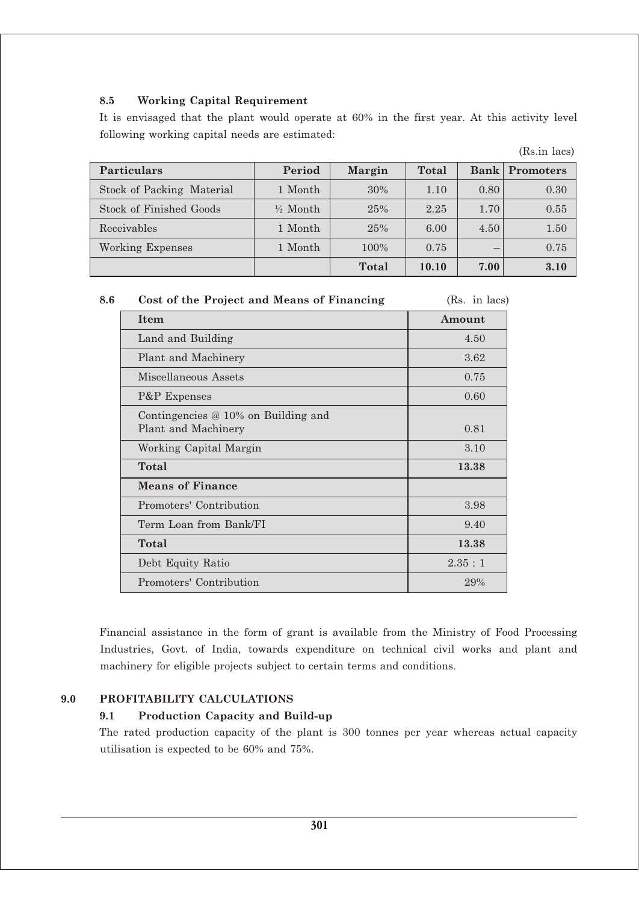### 8.5 Working Capital Requirement

It is envisaged that the plant would operate at 60% in the first year. At this activity level following working capital needs are estimated:

(Rs.in lacs)

| Particulars | Period | Margin | Total | Bank | Promoters |
|---|---|---|---|---|---|
| Stock of Packing Material | 1 Month | 30% | 1.10 | 0.80 | 0.30 |
| Stock of Finished Goods | ½ Month | 25% | 2.25 | 1.70 | 0.55 |
| Receivables | 1 Month | 25% | 6.00 | 4.50 | 1.50 |
| Working Expenses | 1 Month | 100% | 0.75 | – | 0.75 |
| | | **Total** | **10.10** | **7.00** | **3.10** |

### 8.6 Cost of the Project and Means of Financing

(Rs. in lacs)

| Item | Amount |
|---|---|
| Land and Building | 4.50 |
| Plant and Machinery | 3.62 |
| Miscellaneous Assets | 0.75 |
| P&P Expenses | 0.60 |
| Contingencies @ 10% on Building and Plant and Machinery | 0.81 |
| Working Capital Margin | 3.10 |
| **Total** | **13.38** |
| **Means of Finance** | |
| Promoters' Contribution | 3.98 |
| Term Loan from Bank/FI | 9.40 |
| **Total** | **13.38** |
| Debt Equity Ratio | 2.35 : 1 |
| Promoters' Contribution | 29% |

Financial assistance in the form of grant is available from the Ministry of Food Processing Industries, Govt. of India, towards expenditure on technical civil works and plant and machinery for eligible projects subject to certain terms and conditions.

## 9.0 PROFITABILITY CALCULATIONS

### 9.1 Production Capacity and Build-up

The rated production capacity of the plant is 300 tonnes per year whereas actual capacity utilisation is expected to be 60% and 75%.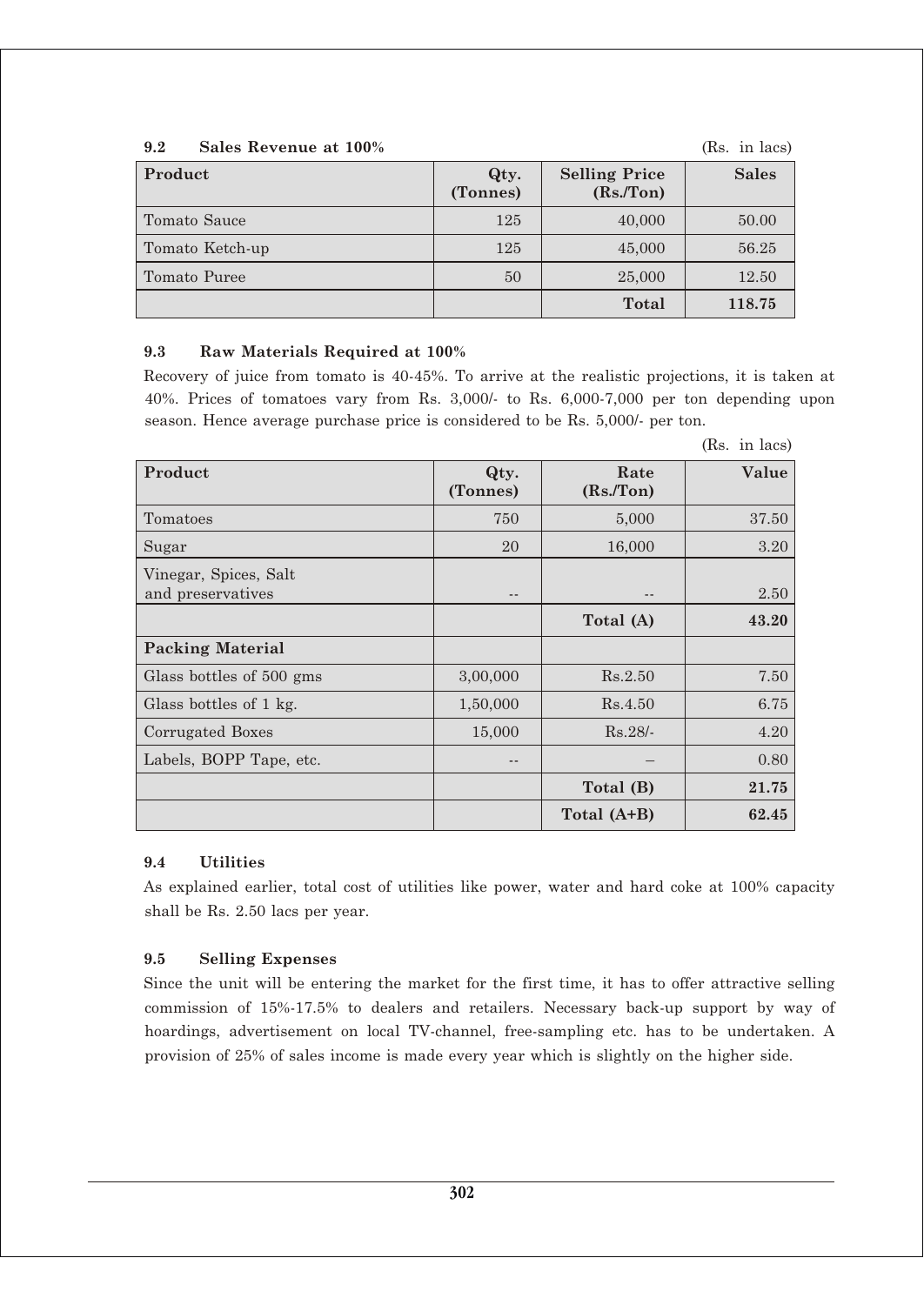### 9.2 Sales Revenue at 100%

(Rs. in lacs)

| Product | Qty. (Tonnes) | Selling Price (Rs./Ton) | Sales |
|---|---|---|---|
| Tomato Sauce | 125 | 40,000 | 50.00 |
| Tomato Ketch-up | 125 | 45,000 | 56.25 |
| Tomato Puree | 50 | 25,000 | 12.50 |
| | | **Total** | **118.75** |

### 9.3 Raw Materials Required at 100%

Recovery of juice from tomato is 40-45%. To arrive at the realistic projections, it is taken at 40%. Prices of tomatoes vary from Rs. 3,000/- to Rs. 6,000-7,000 per ton depending upon season. Hence average purchase price is considered to be Rs. 5,000/- per ton.

(Rs. in lacs)

| Product | Qty. (Tonnes) | Rate (Rs./Ton) | Value |
|---|---|---|---|
| Tomatoes | 750 | 5,000 | 37.50 |
| Sugar | 20 | 16,000 | 3.20 |
| Vinegar, Spices, Salt and preservatives | -- | -- | 2.50 |
| | | **Total (A)** | **43.20** |
| **Packing Material** | | | |
| Glass bottles of 500 gms | 3,00,000 | Rs.2.50 | 7.50 |
| Glass bottles of 1 kg. | 1,50,000 | Rs.4.50 | 6.75 |
| Corrugated Boxes | 15,000 | Rs.28/- | 4.20 |
| Labels, BOPP Tape, etc. | -- | – | 0.80 |
| | | **Total (B)** | **21.75** |
| | | **Total (A+B)** | **62.45** |

### 9.4 Utilities

As explained earlier, total cost of utilities like power, water and hard coke at 100% capacity shall be Rs. 2.50 lacs per year.

### 9.5 Selling Expenses

Since the unit will be entering the market for the first time, it has to offer attractive selling commission of 15%-17.5% to dealers and retailers. Necessary back-up support by way of hoardings, advertisement on local TV-channel, free-sampling etc. has to be undertaken. A provision of 25% of sales income is made every year which is slightly on the higher side.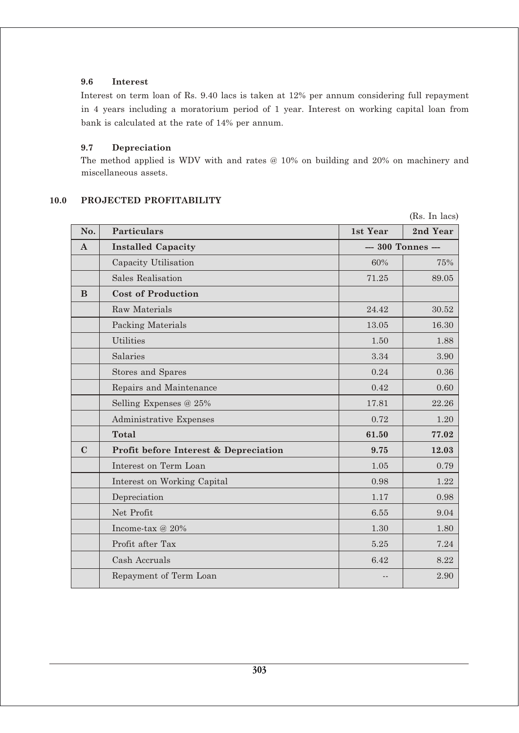### 9.6 Interest

Interest on term loan of Rs. 9.40 lacs is taken at 12% per annum considering full repayment in 4 years including a moratorium period of 1 year. Interest on working capital loan from bank is calculated at the rate of 14% per annum.

### 9.7 Depreciation

The method applied is WDV with and rates @ 10% on building and 20% on machinery and miscellaneous assets.

## 10.0 PROJECTED PROFITABILITY

(Rs. In lacs)

| No. | Particulars | 1st Year | 2nd Year |
|---|---|---|---|
| **A** | **Installed Capacity** | --- 300 Tonnes --- | |
| | Capacity Utilisation | 60% | 75% |
| | Sales Realisation | 71.25 | 89.05 |
| **B** | **Cost of Production** | | |
| | Raw Materials | 24.42 | 30.52 |
| | Packing Materials | 13.05 | 16.30 |
| | Utilities | 1.50 | 1.88 |
| | Salaries | 3.34 | 3.90 |
| | Stores and Spares | 0.24 | 0.36 |
| | Repairs and Maintenance | 0.42 | 0.60 |
| | Selling Expenses @ 25% | 17.81 | 22.26 |
| | Administrative Expenses | 0.72 | 1.20 |
| | **Total** | **61.50** | **77.02** |
| **C** | **Profit before Interest & Depreciation** | **9.75** | **12.03** |
| | Interest on Term Loan | 1.05 | 0.79 |
| | Interest on Working Capital | 0.98 | 1.22 |
| | Depreciation | 1.17 | 0.98 |
| | Net Profit | 6.55 | 9.04 |
| | Income-tax @ 20% | 1.30 | 1.80 |
| | Profit after Tax | 5.25 | 7.24 |
| | Cash Accruals | 6.42 | 8.22 |
| | Repayment of Term Loan | -- | 2.90 |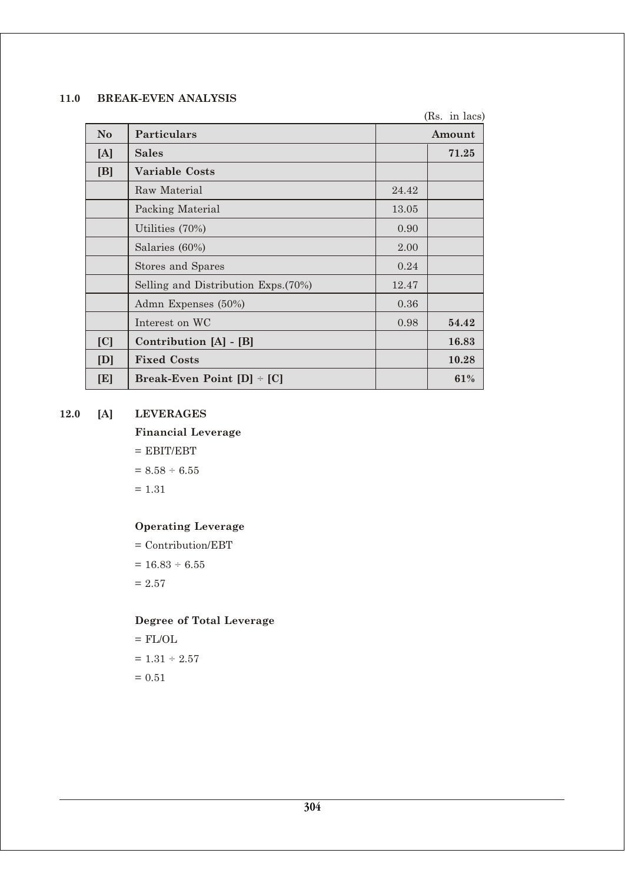## 11.0 BREAK-EVEN ANALYSIS

(Rs. in lacs)

| No | Particulars | Amount | |
|---|---|---|---|
| [A] | **Sales** | | **71.25** |
| [B] | **Variable Costs** | | |
| | Raw Material | 24.42 | |
| | Packing Material | 13.05 | |
| | Utilities (70%) | 0.90 | |
| | Salaries (60%) | 2.00 | |
| | Stores and Spares | 0.24 | |
| | Selling and Distribution Exps.(70%) | 12.47 | |
| | Admn Expenses (50%) | 0.36 | |
| | Interest on WC | 0.98 | **54.42** |
| [C] | **Contribution [A] - [B]** | | **16.83** |
| [D] | **Fixed Costs** | | **10.28** |
| [E] | **Break-Even Point [D] ÷ [C]** | | **61%** |

## 12.0 [A] LEVERAGES

**Financial Leverage**

= EBIT/EBT

= 8.58 ÷ 6.55

= 1.31

**Operating Leverage**

= Contribution/EBT

= 16.83 ÷ 6.55

= 2.57

**Degree of Total Leverage**

= FL/OL

= 1.31 ÷ 2.57

= 0.51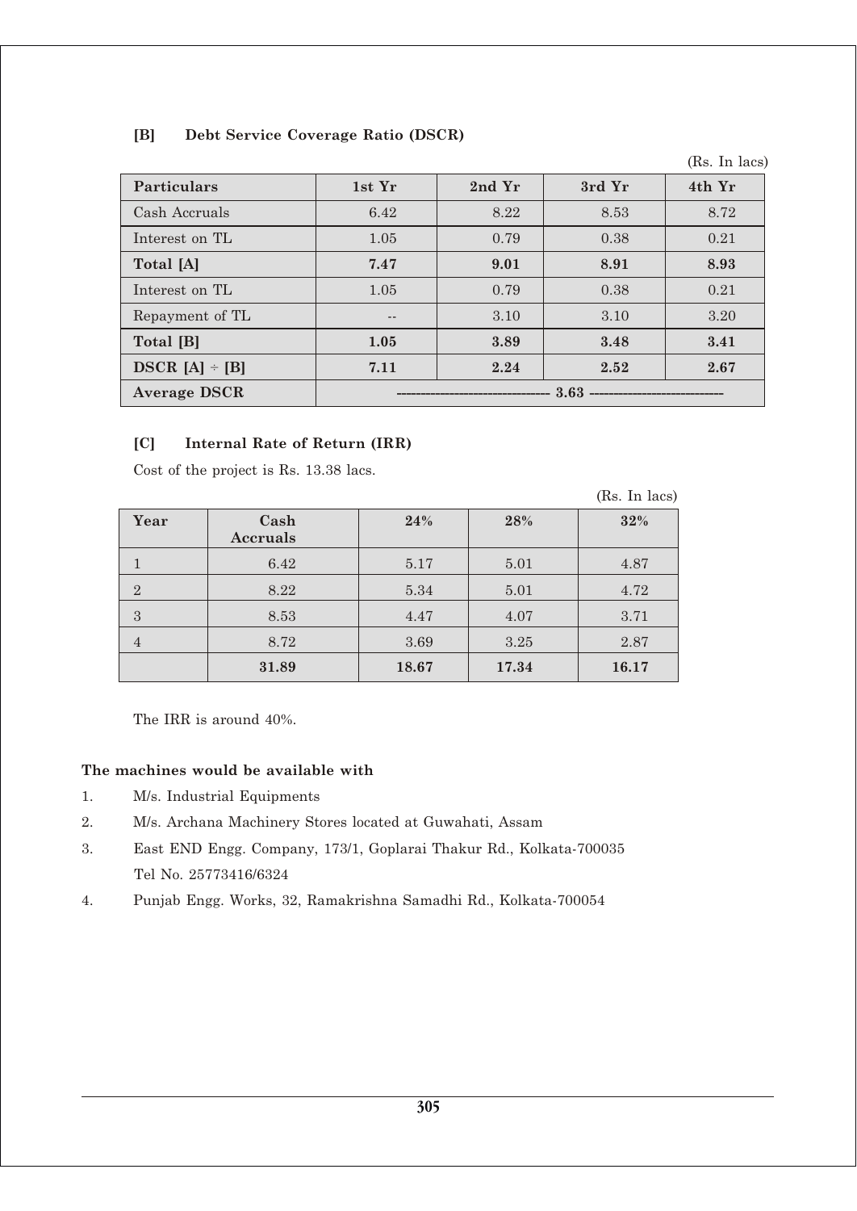### [B] Debt Service Coverage Ratio (DSCR)

(Rs. In lacs)

| Particulars | 1st Yr | 2nd Yr | 3rd Yr | 4th Yr |
|---|---|---|---|---|
| Cash Accruals | 6.42 | 8.22 | 8.53 | 8.72 |
| Interest on TL | 1.05 | 0.79 | 0.38 | 0.21 |
| **Total [A]** | **7.47** | **9.01** | **8.91** | **8.93** |
| Interest on TL | 1.05 | 0.79 | 0.38 | 0.21 |
| Repayment of TL | -- | 3.10 | 3.10 | 3.20 |
| **Total [B]** | **1.05** | **3.89** | **3.48** | **3.41** |
| **DSCR [A] ÷ [B]** | **7.11** | **2.24** | **2.52** | **2.67** |
| **Average DSCR** | **3.63** | | | |

### [C] Internal Rate of Return (IRR)

Cost of the project is Rs. 13.38 lacs.

(Rs. In lacs)

| Year | Cash Accruals | 24% | 28% | 32% |
|---|---|---|---|---|
| 1 | 6.42 | 5.17 | 5.01 | 4.87 |
| 2 | 8.22 | 5.34 | 5.01 | 4.72 |
| 3 | 8.53 | 4.47 | 4.07 | 3.71 |
| 4 | 8.72 | 3.69 | 3.25 | 2.87 |
| | **31.89** | **18.67** | **17.34** | **16.17** |

The IRR is around 40%.

**The machines would be available with**

1. M/s. Industrial Equipments
2. M/s. Archana Machinery Stores located at Guwahati, Assam
3. East END Engg. Company, 173/1, Goplarai Thakur Rd., Kolkata-700035
   Tel No. 25773416/6324
4. Punjab Engg. Works, 32, Ramakrishna Samadhi Rd., Kolkata-700054